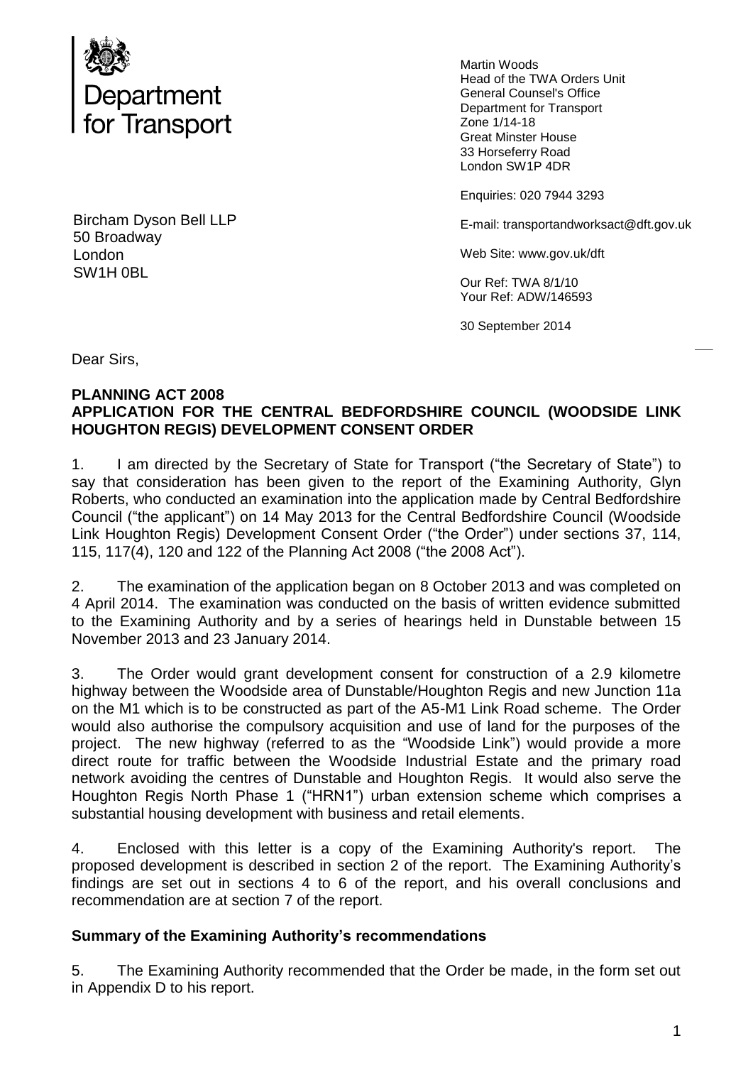Department for Transport

Martin Woods
Head of the TWA Orders Unit
General Counsel's Office
Department for Transport
Zone 1/14-18
Great Minster House
33 Horseferry Road
London SW1P 4DR

Enquiries: 020 7944 3293

E-mail: transportandworksact@dft.gov.uk

Web Site: www.gov.uk/dft

Our Ref: TWA 8/1/10
Your Ref: ADW/146593

30 September 2014

Bircham Dyson Bell LLP
50 Broadway
London
SW1H 0BL

Dear Sirs,

**PLANNING ACT 2008**
**APPLICATION FOR THE CENTRAL BEDFORDSHIRE COUNCIL (WOODSIDE LINK HOUGHTON REGIS) DEVELOPMENT CONSENT ORDER**

1. I am directed by the Secretary of State for Transport ("the Secretary of State") to say that consideration has been given to the report of the Examining Authority, Glyn Roberts, who conducted an examination into the application made by Central Bedfordshire Council ("the applicant") on 14 May 2013 for the Central Bedfordshire Council (Woodside Link Houghton Regis) Development Consent Order ("the Order") under sections 37, 114, 115, 117(4), 120 and 122 of the Planning Act 2008 ("the 2008 Act").

2. The examination of the application began on 8 October 2013 and was completed on 4 April 2014. The examination was conducted on the basis of written evidence submitted to the Examining Authority and by a series of hearings held in Dunstable between 15 November 2013 and 23 January 2014.

3. The Order would grant development consent for construction of a 2.9 kilometre highway between the Woodside area of Dunstable/Houghton Regis and new Junction 11a on the M1 which is to be constructed as part of the A5-M1 Link Road scheme. The Order would also authorise the compulsory acquisition and use of land for the purposes of the project. The new highway (referred to as the "Woodside Link") would provide a more direct route for traffic between the Woodside Industrial Estate and the primary road network avoiding the centres of Dunstable and Houghton Regis. It would also serve the Houghton Regis North Phase 1 ("HRN1") urban extension scheme which comprises a substantial housing development with business and retail elements.

4. Enclosed with this letter is a copy of the Examining Authority's report. The proposed development is described in section 2 of the report. The Examining Authority's findings are set out in sections 4 to 6 of the report, and his overall conclusions and recommendation are at section 7 of the report.

**Summary of the Examining Authority's recommendations**

5. The Examining Authority recommended that the Order be made, in the form set out in Appendix D to his report.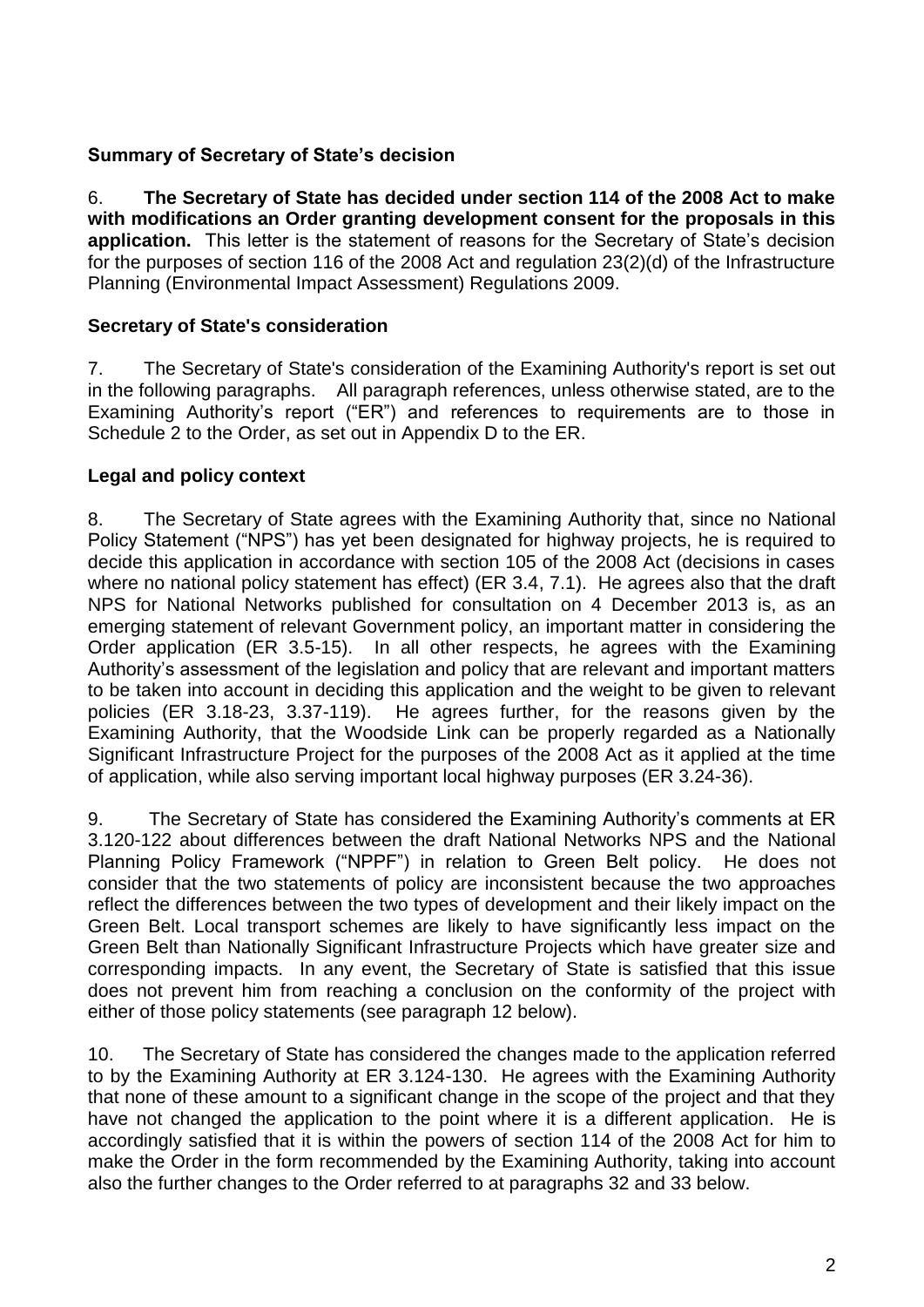## Summary of Secretary of State's decision

6. **The Secretary of State has decided under section 114 of the 2008 Act to make with modifications an Order granting development consent for the proposals in this application.** This letter is the statement of reasons for the Secretary of State's decision for the purposes of section 116 of the 2008 Act and regulation 23(2)(d) of the Infrastructure Planning (Environmental Impact Assessment) Regulations 2009.

## Secretary of State's consideration

7. The Secretary of State's consideration of the Examining Authority's report is set out in the following paragraphs. All paragraph references, unless otherwise stated, are to the Examining Authority's report ("ER") and references to requirements are to those in Schedule 2 to the Order, as set out in Appendix D to the ER.

## Legal and policy context

8. The Secretary of State agrees with the Examining Authority that, since no National Policy Statement ("NPS") has yet been designated for highway projects, he is required to decide this application in accordance with section 105 of the 2008 Act (decisions in cases where no national policy statement has effect) (ER 3.4, 7.1). He agrees also that the draft NPS for National Networks published for consultation on 4 December 2013 is, as an emerging statement of relevant Government policy, an important matter in considering the Order application (ER 3.5-15). In all other respects, he agrees with the Examining Authority's assessment of the legislation and policy that are relevant and important matters to be taken into account in deciding this application and the weight to be given to relevant policies (ER 3.18-23, 3.37-119). He agrees further, for the reasons given by the Examining Authority, that the Woodside Link can be properly regarded as a Nationally Significant Infrastructure Project for the purposes of the 2008 Act as it applied at the time of application, while also serving important local highway purposes (ER 3.24-36).

9. The Secretary of State has considered the Examining Authority's comments at ER 3.120-122 about differences between the draft National Networks NPS and the National Planning Policy Framework ("NPPF") in relation to Green Belt policy. He does not consider that the two statements of policy are inconsistent because the two approaches reflect the differences between the two types of development and their likely impact on the Green Belt. Local transport schemes are likely to have significantly less impact on the Green Belt than Nationally Significant Infrastructure Projects which have greater size and corresponding impacts. In any event, the Secretary of State is satisfied that this issue does not prevent him from reaching a conclusion on the conformity of the project with either of those policy statements (see paragraph 12 below).

10. The Secretary of State has considered the changes made to the application referred to by the Examining Authority at ER 3.124-130. He agrees with the Examining Authority that none of these amount to a significant change in the scope of the project and that they have not changed the application to the point where it is a different application. He is accordingly satisfied that it is within the powers of section 114 of the 2008 Act for him to make the Order in the form recommended by the Examining Authority, taking into account also the further changes to the Order referred to at paragraphs 32 and 33 below.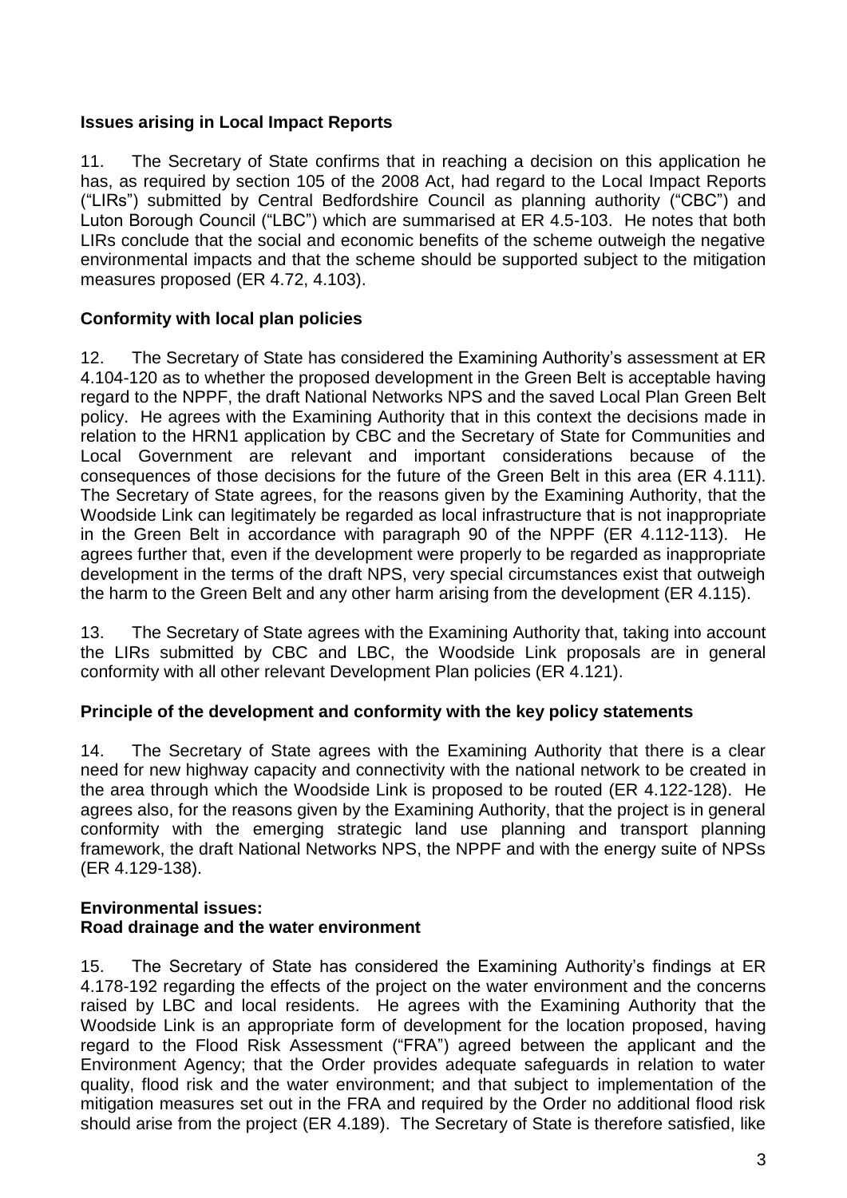**Issues arising in Local Impact Reports**

11. The Secretary of State confirms that in reaching a decision on this application he has, as required by section 105 of the 2008 Act, had regard to the Local Impact Reports ("LIRs") submitted by Central Bedfordshire Council as planning authority ("CBC") and Luton Borough Council ("LBC") which are summarised at ER 4.5-103. He notes that both LIRs conclude that the social and economic benefits of the scheme outweigh the negative environmental impacts and that the scheme should be supported subject to the mitigation measures proposed (ER 4.72, 4.103).

**Conformity with local plan policies**

12. The Secretary of State has considered the Examining Authority's assessment at ER 4.104-120 as to whether the proposed development in the Green Belt is acceptable having regard to the NPPF, the draft National Networks NPS and the saved Local Plan Green Belt policy. He agrees with the Examining Authority that in this context the decisions made in relation to the HRN1 application by CBC and the Secretary of State for Communities and Local Government are relevant and important considerations because of the consequences of those decisions for the future of the Green Belt in this area (ER 4.111). The Secretary of State agrees, for the reasons given by the Examining Authority, that the Woodside Link can legitimately be regarded as local infrastructure that is not inappropriate in the Green Belt in accordance with paragraph 90 of the NPPF (ER 4.112-113). He agrees further that, even if the development were properly to be regarded as inappropriate development in the terms of the draft NPS, very special circumstances exist that outweigh the harm to the Green Belt and any other harm arising from the development (ER 4.115).

13. The Secretary of State agrees with the Examining Authority that, taking into account the LIRs submitted by CBC and LBC, the Woodside Link proposals are in general conformity with all other relevant Development Plan policies (ER 4.121).

**Principle of the development and conformity with the key policy statements**

14. The Secretary of State agrees with the Examining Authority that there is a clear need for new highway capacity and connectivity with the national network to be created in the area through which the Woodside Link is proposed to be routed (ER 4.122-128). He agrees also, for the reasons given by the Examining Authority, that the project is in general conformity with the emerging strategic land use planning and transport planning framework, the draft National Networks NPS, the NPPF and with the energy suite of NPSs (ER 4.129-138).

**Environmental issues:**
**Road drainage and the water environment**

15. The Secretary of State has considered the Examining Authority's findings at ER 4.178-192 regarding the effects of the project on the water environment and the concerns raised by LBC and local residents. He agrees with the Examining Authority that the Woodside Link is an appropriate form of development for the location proposed, having regard to the Flood Risk Assessment ("FRA") agreed between the applicant and the Environment Agency; that the Order provides adequate safeguards in relation to water quality, flood risk and the water environment; and that subject to implementation of the mitigation measures set out in the FRA and required by the Order no additional flood risk should arise from the project (ER 4.189). The Secretary of State is therefore satisfied, like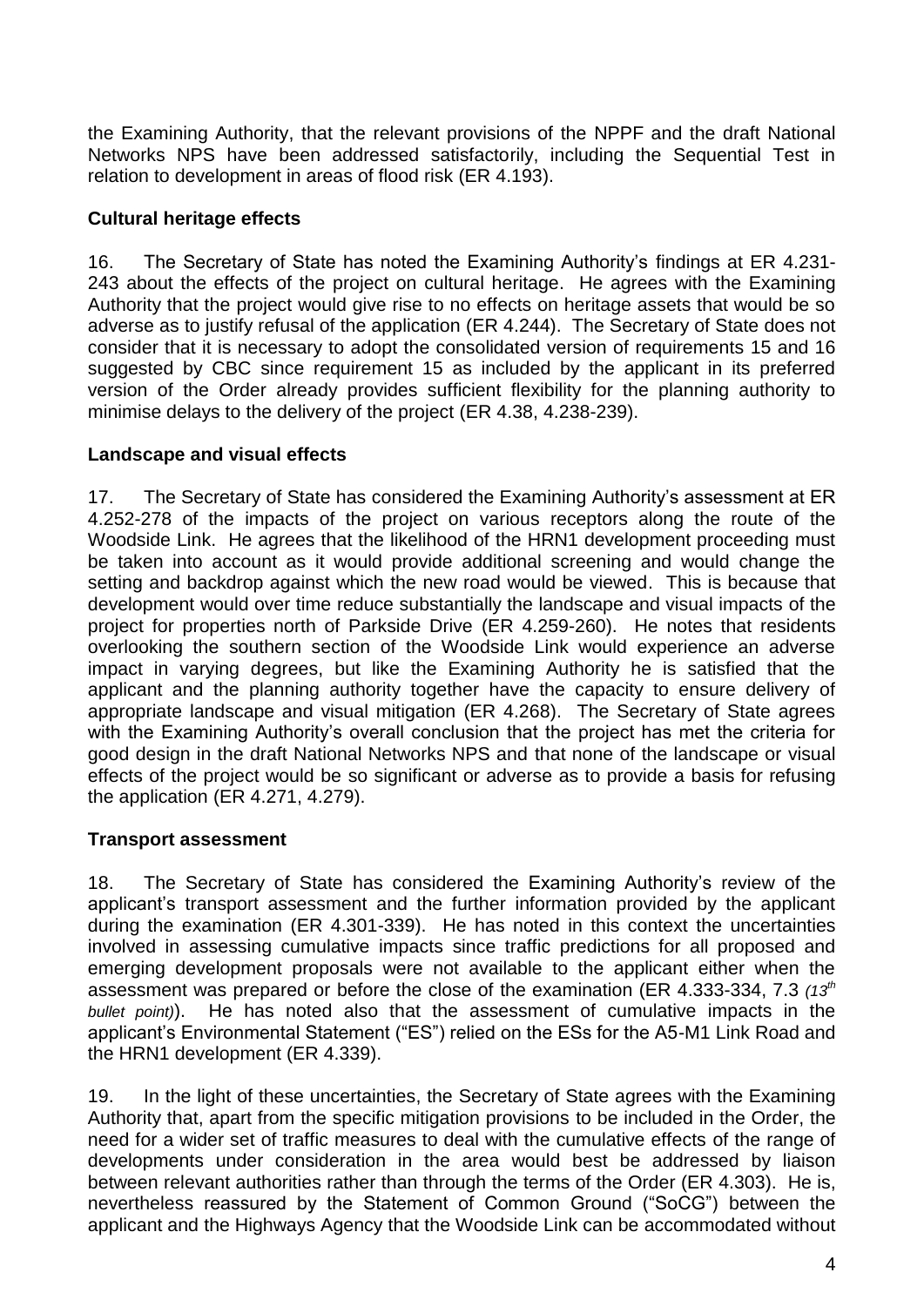the Examining Authority, that the relevant provisions of the NPPF and the draft National Networks NPS have been addressed satisfactorily, including the Sequential Test in relation to development in areas of flood risk (ER 4.193).

**Cultural heritage effects**

16. The Secretary of State has noted the Examining Authority's findings at ER 4.231-243 about the effects of the project on cultural heritage. He agrees with the Examining Authority that the project would give rise to no effects on heritage assets that would be so adverse as to justify refusal of the application (ER 4.244). The Secretary of State does not consider that it is necessary to adopt the consolidated version of requirements 15 and 16 suggested by CBC since requirement 15 as included by the applicant in its preferred version of the Order already provides sufficient flexibility for the planning authority to minimise delays to the delivery of the project (ER 4.38, 4.238-239).

**Landscape and visual effects**

17. The Secretary of State has considered the Examining Authority's assessment at ER 4.252-278 of the impacts of the project on various receptors along the route of the Woodside Link. He agrees that the likelihood of the HRN1 development proceeding must be taken into account as it would provide additional screening and would change the setting and backdrop against which the new road would be viewed. This is because that development would over time reduce substantially the landscape and visual impacts of the project for properties north of Parkside Drive (ER 4.259-260). He notes that residents overlooking the southern section of the Woodside Link would experience an adverse impact in varying degrees, but like the Examining Authority he is satisfied that the applicant and the planning authority together have the capacity to ensure delivery of appropriate landscape and visual mitigation (ER 4.268). The Secretary of State agrees with the Examining Authority's overall conclusion that the project has met the criteria for good design in the draft National Networks NPS and that none of the landscape or visual effects of the project would be so significant or adverse as to provide a basis for refusing the application (ER 4.271, 4.279).

**Transport assessment**

18. The Secretary of State has considered the Examining Authority's review of the applicant's transport assessment and the further information provided by the applicant during the examination (ER 4.301-339). He has noted in this context the uncertainties involved in assessing cumulative impacts since traffic predictions for all proposed and emerging development proposals were not available to the applicant either when the assessment was prepared or before the close of the examination (ER 4.333-334, 7.3 *(13th bullet point)*). He has noted also that the assessment of cumulative impacts in the applicant's Environmental Statement ("ES") relied on the ESs for the A5-M1 Link Road and the HRN1 development (ER 4.339).

19. In the light of these uncertainties, the Secretary of State agrees with the Examining Authority that, apart from the specific mitigation provisions to be included in the Order, the need for a wider set of traffic measures to deal with the cumulative effects of the range of developments under consideration in the area would best be addressed by liaison between relevant authorities rather than through the terms of the Order (ER 4.303). He is, nevertheless reassured by the Statement of Common Ground ("SoCG") between the applicant and the Highways Agency that the Woodside Link can be accommodated without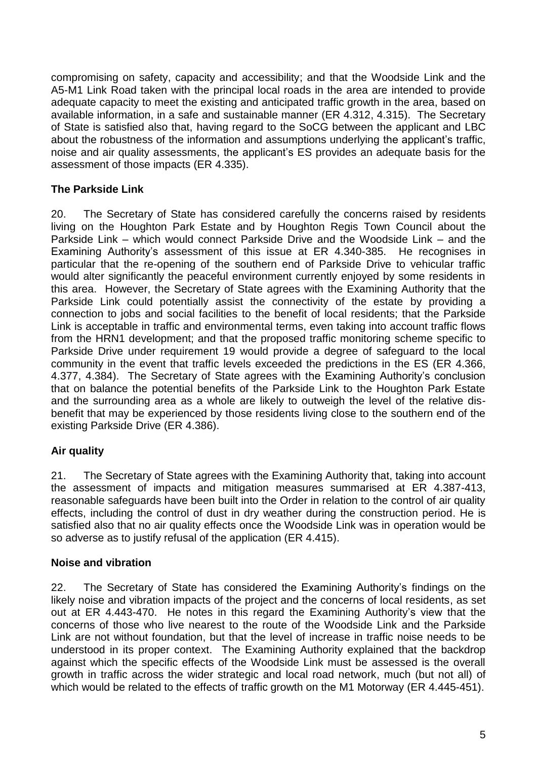compromising on safety, capacity and accessibility; and that the Woodside Link and the A5-M1 Link Road taken with the principal local roads in the area are intended to provide adequate capacity to meet the existing and anticipated traffic growth in the area, based on available information, in a safe and sustainable manner (ER 4.312, 4.315). The Secretary of State is satisfied also that, having regard to the SoCG between the applicant and LBC about the robustness of the information and assumptions underlying the applicant's traffic, noise and air quality assessments, the applicant's ES provides an adequate basis for the assessment of those impacts (ER 4.335).

**The Parkside Link**

20. The Secretary of State has considered carefully the concerns raised by residents living on the Houghton Park Estate and by Houghton Regis Town Council about the Parkside Link – which would connect Parkside Drive and the Woodside Link – and the Examining Authority's assessment of this issue at ER 4.340-385. He recognises in particular that the re-opening of the southern end of Parkside Drive to vehicular traffic would alter significantly the peaceful environment currently enjoyed by some residents in this area. However, the Secretary of State agrees with the Examining Authority that the Parkside Link could potentially assist the connectivity of the estate by providing a connection to jobs and social facilities to the benefit of local residents; that the Parkside Link is acceptable in traffic and environmental terms, even taking into account traffic flows from the HRN1 development; and that the proposed traffic monitoring scheme specific to Parkside Drive under requirement 19 would provide a degree of safeguard to the local community in the event that traffic levels exceeded the predictions in the ES (ER 4.366, 4.377, 4.384). The Secretary of State agrees with the Examining Authority's conclusion that on balance the potential benefits of the Parkside Link to the Houghton Park Estate and the surrounding area as a whole are likely to outweigh the level of the relative dis-benefit that may be experienced by those residents living close to the southern end of the existing Parkside Drive (ER 4.386).

**Air quality**

21. The Secretary of State agrees with the Examining Authority that, taking into account the assessment of impacts and mitigation measures summarised at ER 4.387-413, reasonable safeguards have been built into the Order in relation to the control of air quality effects, including the control of dust in dry weather during the construction period. He is satisfied also that no air quality effects once the Woodside Link was in operation would be so adverse as to justify refusal of the application (ER 4.415).

**Noise and vibration**

22. The Secretary of State has considered the Examining Authority's findings on the likely noise and vibration impacts of the project and the concerns of local residents, as set out at ER 4.443-470. He notes in this regard the Examining Authority's view that the concerns of those who live nearest to the route of the Woodside Link and the Parkside Link are not without foundation, but that the level of increase in traffic noise needs to be understood in its proper context. The Examining Authority explained that the backdrop against which the specific effects of the Woodside Link must be assessed is the overall growth in traffic across the wider strategic and local road network, much (but not all) of which would be related to the effects of traffic growth on the M1 Motorway (ER 4.445-451).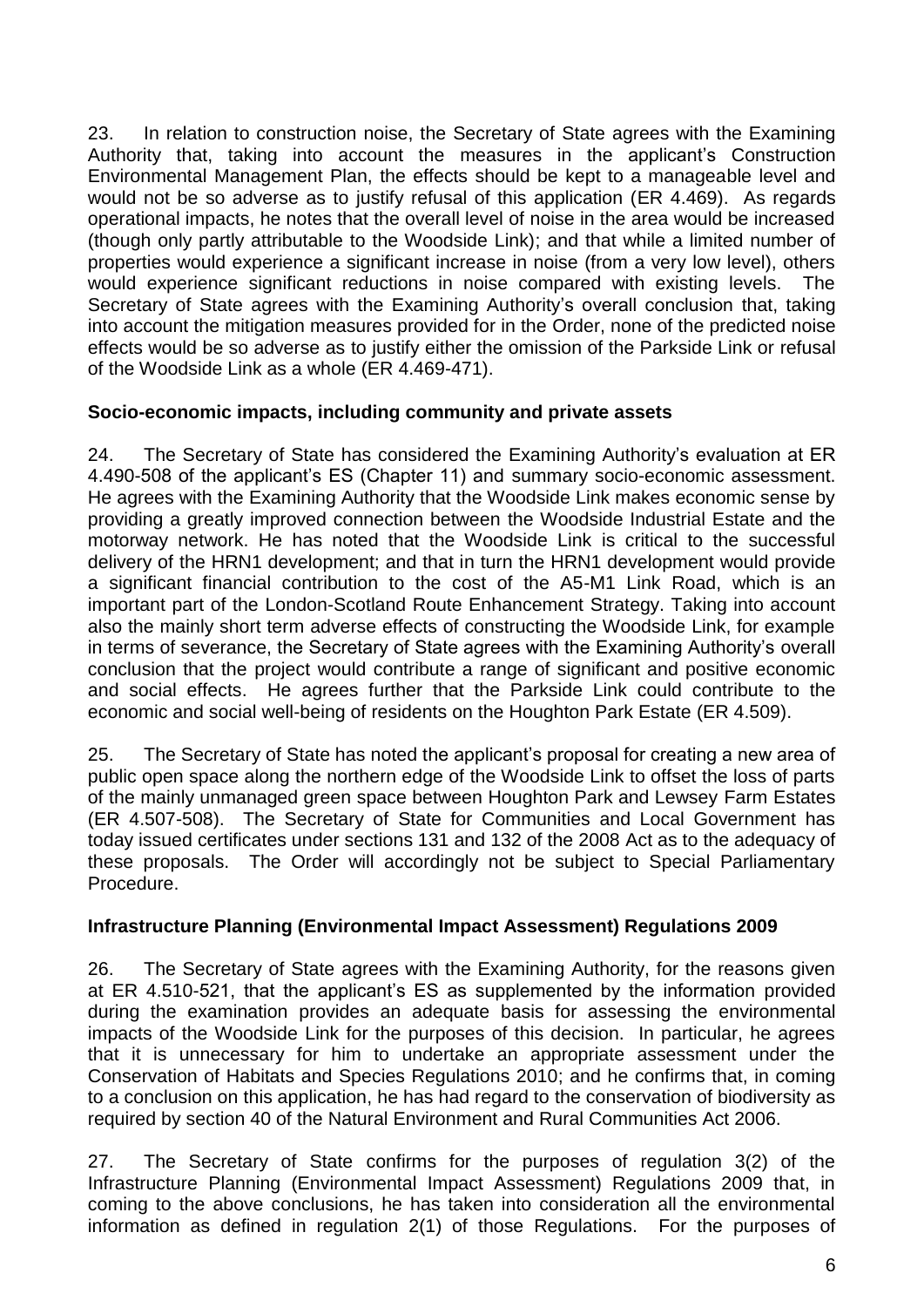23. In relation to construction noise, the Secretary of State agrees with the Examining Authority that, taking into account the measures in the applicant's Construction Environmental Management Plan, the effects should be kept to a manageable level and would not be so adverse as to justify refusal of this application (ER 4.469). As regards operational impacts, he notes that the overall level of noise in the area would be increased (though only partly attributable to the Woodside Link); and that while a limited number of properties would experience a significant increase in noise (from a very low level), others would experience significant reductions in noise compared with existing levels. The Secretary of State agrees with the Examining Authority's overall conclusion that, taking into account the mitigation measures provided for in the Order, none of the predicted noise effects would be so adverse as to justify either the omission of the Parkside Link or refusal of the Woodside Link as a whole (ER 4.469-471).

**Socio-economic impacts, including community and private assets**

24. The Secretary of State has considered the Examining Authority's evaluation at ER 4.490-508 of the applicant's ES (Chapter 11) and summary socio-economic assessment. He agrees with the Examining Authority that the Woodside Link makes economic sense by providing a greatly improved connection between the Woodside Industrial Estate and the motorway network. He has noted that the Woodside Link is critical to the successful delivery of the HRN1 development; and that in turn the HRN1 development would provide a significant financial contribution to the cost of the A5-M1 Link Road, which is an important part of the London-Scotland Route Enhancement Strategy. Taking into account also the mainly short term adverse effects of constructing the Woodside Link, for example in terms of severance, the Secretary of State agrees with the Examining Authority's overall conclusion that the project would contribute a range of significant and positive economic and social effects. He agrees further that the Parkside Link could contribute to the economic and social well-being of residents on the Houghton Park Estate (ER 4.509).

25. The Secretary of State has noted the applicant's proposal for creating a new area of public open space along the northern edge of the Woodside Link to offset the loss of parts of the mainly unmanaged green space between Houghton Park and Lewsey Farm Estates (ER 4.507-508). The Secretary of State for Communities and Local Government has today issued certificates under sections 131 and 132 of the 2008 Act as to the adequacy of these proposals. The Order will accordingly not be subject to Special Parliamentary Procedure.

**Infrastructure Planning (Environmental Impact Assessment) Regulations 2009**

26. The Secretary of State agrees with the Examining Authority, for the reasons given at ER 4.510-521, that the applicant's ES as supplemented by the information provided during the examination provides an adequate basis for assessing the environmental impacts of the Woodside Link for the purposes of this decision. In particular, he agrees that it is unnecessary for him to undertake an appropriate assessment under the Conservation of Habitats and Species Regulations 2010; and he confirms that, in coming to a conclusion on this application, he has had regard to the conservation of biodiversity as required by section 40 of the Natural Environment and Rural Communities Act 2006.

27. The Secretary of State confirms for the purposes of regulation 3(2) of the Infrastructure Planning (Environmental Impact Assessment) Regulations 2009 that, in coming to the above conclusions, he has taken into consideration all the environmental information as defined in regulation 2(1) of those Regulations. For the purposes of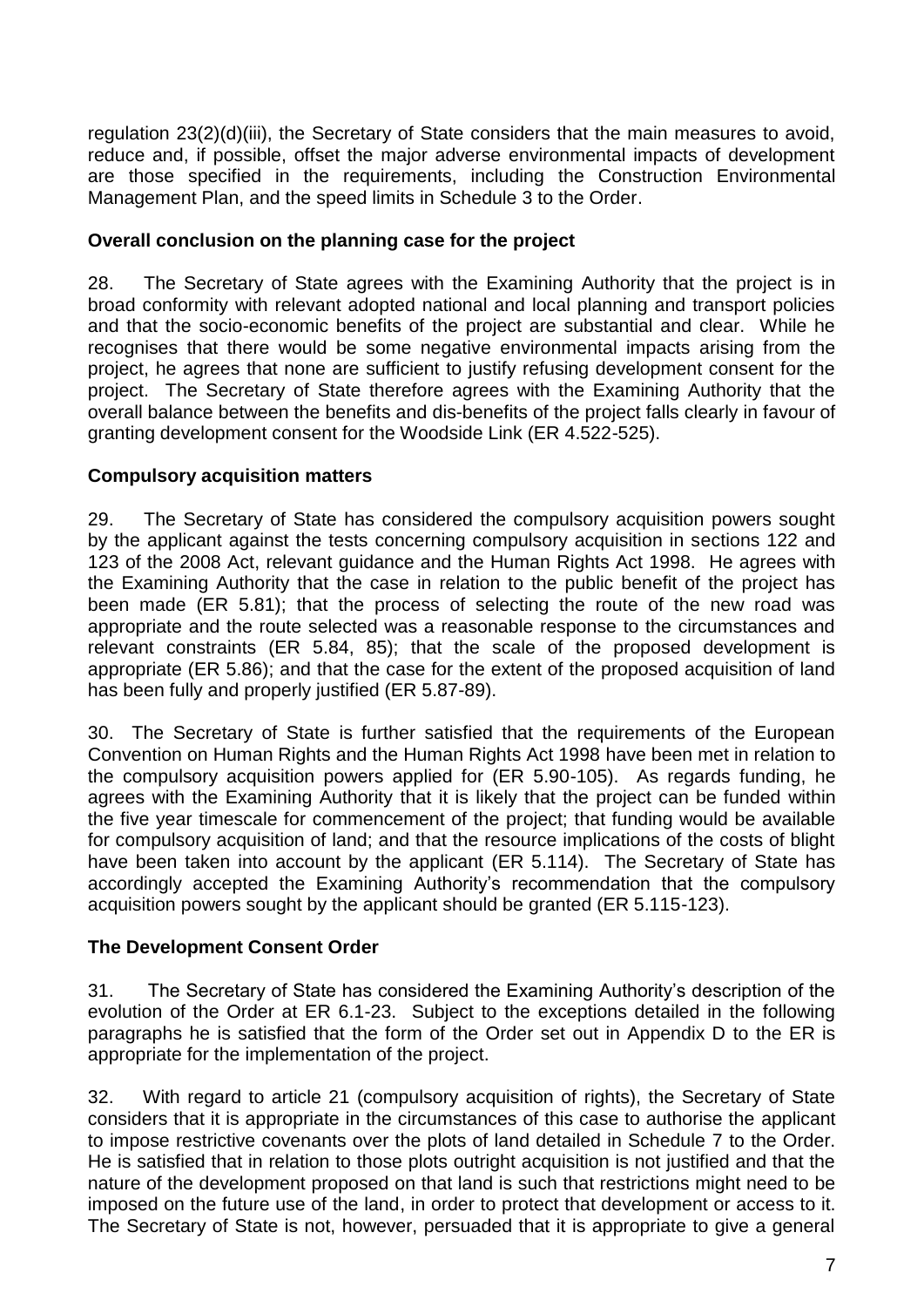regulation 23(2)(d)(iii), the Secretary of State considers that the main measures to avoid, reduce and, if possible, offset the major adverse environmental impacts of development are those specified in the requirements, including the Construction Environmental Management Plan, and the speed limits in Schedule 3 to the Order.

**Overall conclusion on the planning case for the project**

28. The Secretary of State agrees with the Examining Authority that the project is in broad conformity with relevant adopted national and local planning and transport policies and that the socio-economic benefits of the project are substantial and clear. While he recognises that there would be some negative environmental impacts arising from the project, he agrees that none are sufficient to justify refusing development consent for the project. The Secretary of State therefore agrees with the Examining Authority that the overall balance between the benefits and dis-benefits of the project falls clearly in favour of granting development consent for the Woodside Link (ER 4.522-525).

**Compulsory acquisition matters**

29. The Secretary of State has considered the compulsory acquisition powers sought by the applicant against the tests concerning compulsory acquisition in sections 122 and 123 of the 2008 Act, relevant guidance and the Human Rights Act 1998. He agrees with the Examining Authority that the case in relation to the public benefit of the project has been made (ER 5.81); that the process of selecting the route of the new road was appropriate and the route selected was a reasonable response to the circumstances and relevant constraints (ER 5.84, 85); that the scale of the proposed development is appropriate (ER 5.86); and that the case for the extent of the proposed acquisition of land has been fully and properly justified (ER 5.87-89).

30. The Secretary of State is further satisfied that the requirements of the European Convention on Human Rights and the Human Rights Act 1998 have been met in relation to the compulsory acquisition powers applied for (ER 5.90-105). As regards funding, he agrees with the Examining Authority that it is likely that the project can be funded within the five year timescale for commencement of the project; that funding would be available for compulsory acquisition of land; and that the resource implications of the costs of blight have been taken into account by the applicant (ER 5.114). The Secretary of State has accordingly accepted the Examining Authority's recommendation that the compulsory acquisition powers sought by the applicant should be granted (ER 5.115-123).

**The Development Consent Order**

31. The Secretary of State has considered the Examining Authority's description of the evolution of the Order at ER 6.1-23. Subject to the exceptions detailed in the following paragraphs he is satisfied that the form of the Order set out in Appendix D to the ER is appropriate for the implementation of the project.

32. With regard to article 21 (compulsory acquisition of rights), the Secretary of State considers that it is appropriate in the circumstances of this case to authorise the applicant to impose restrictive covenants over the plots of land detailed in Schedule 7 to the Order. He is satisfied that in relation to those plots outright acquisition is not justified and that the nature of the development proposed on that land is such that restrictions might need to be imposed on the future use of the land, in order to protect that development or access to it. The Secretary of State is not, however, persuaded that it is appropriate to give a general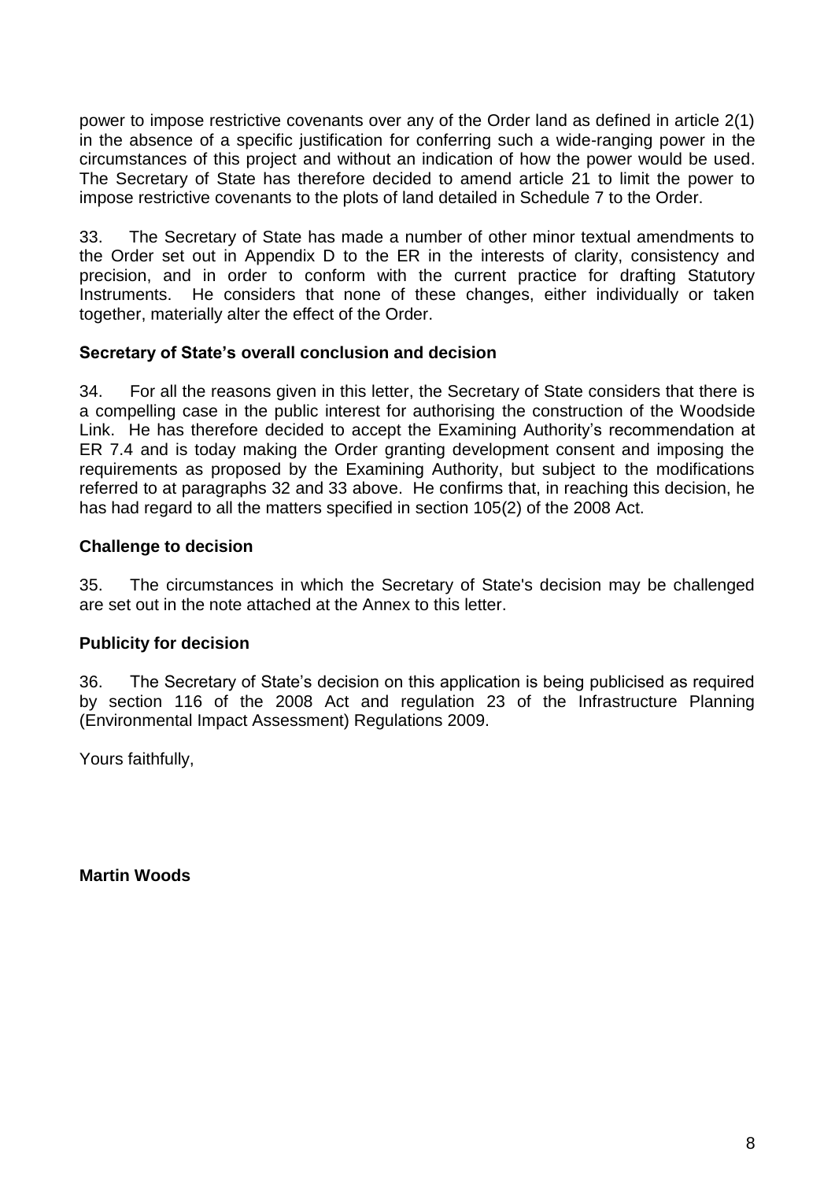power to impose restrictive covenants over any of the Order land as defined in article 2(1) in the absence of a specific justification for conferring such a wide-ranging power in the circumstances of this project and without an indication of how the power would be used. The Secretary of State has therefore decided to amend article 21 to limit the power to impose restrictive covenants to the plots of land detailed in Schedule 7 to the Order.

33. The Secretary of State has made a number of other minor textual amendments to the Order set out in Appendix D to the ER in the interests of clarity, consistency and precision, and in order to conform with the current practice for drafting Statutory Instruments. He considers that none of these changes, either individually or taken together, materially alter the effect of the Order.

**Secretary of State's overall conclusion and decision**

34. For all the reasons given in this letter, the Secretary of State considers that there is a compelling case in the public interest for authorising the construction of the Woodside Link. He has therefore decided to accept the Examining Authority's recommendation at ER 7.4 and is today making the Order granting development consent and imposing the requirements as proposed by the Examining Authority, but subject to the modifications referred to at paragraphs 32 and 33 above. He confirms that, in reaching this decision, he has had regard to all the matters specified in section 105(2) of the 2008 Act.

**Challenge to decision**

35. The circumstances in which the Secretary of State's decision may be challenged are set out in the note attached at the Annex to this letter.

**Publicity for decision**

36. The Secretary of State's decision on this application is being publicised as required by section 116 of the 2008 Act and regulation 23 of the Infrastructure Planning (Environmental Impact Assessment) Regulations 2009.

Yours faithfully,

**Martin Woods**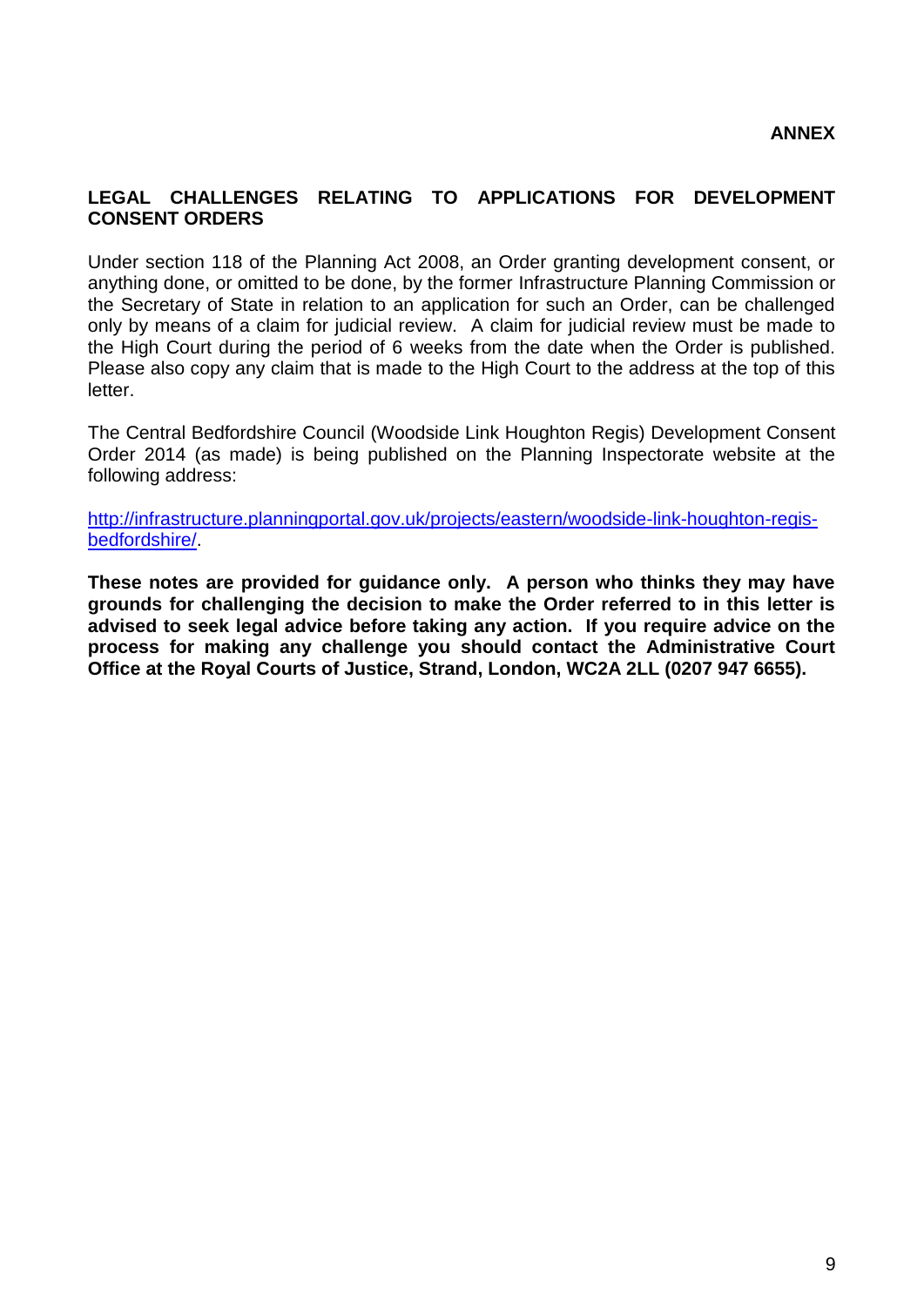**ANNEX**

## LEGAL CHALLENGES RELATING TO APPLICATIONS FOR DEVELOPMENT CONSENT ORDERS

Under section 118 of the Planning Act 2008, an Order granting development consent, or anything done, or omitted to be done, by the former Infrastructure Planning Commission or the Secretary of State in relation to an application for such an Order, can be challenged only by means of a claim for judicial review. A claim for judicial review must be made to the High Court during the period of 6 weeks from the date when the Order is published. Please also copy any claim that is made to the High Court to the address at the top of this letter.

The Central Bedfordshire Council (Woodside Link Houghton Regis) Development Consent Order 2014 (as made) is being published on the Planning Inspectorate website at the following address:

[http://infrastructure.planningportal.gov.uk/projects/eastern/woodside-link-houghton-regis-bedfordshire/](http://infrastructure.planningportal.gov.uk/projects/eastern/woodside-link-houghton-regis-bedfordshire/).

**These notes are provided for guidance only. A person who thinks they may have grounds for challenging the decision to make the Order referred to in this letter is advised to seek legal advice before taking any action. If you require advice on the process for making any challenge you should contact the Administrative Court Office at the Royal Courts of Justice, Strand, London, WC2A 2LL (0207 947 6655).**